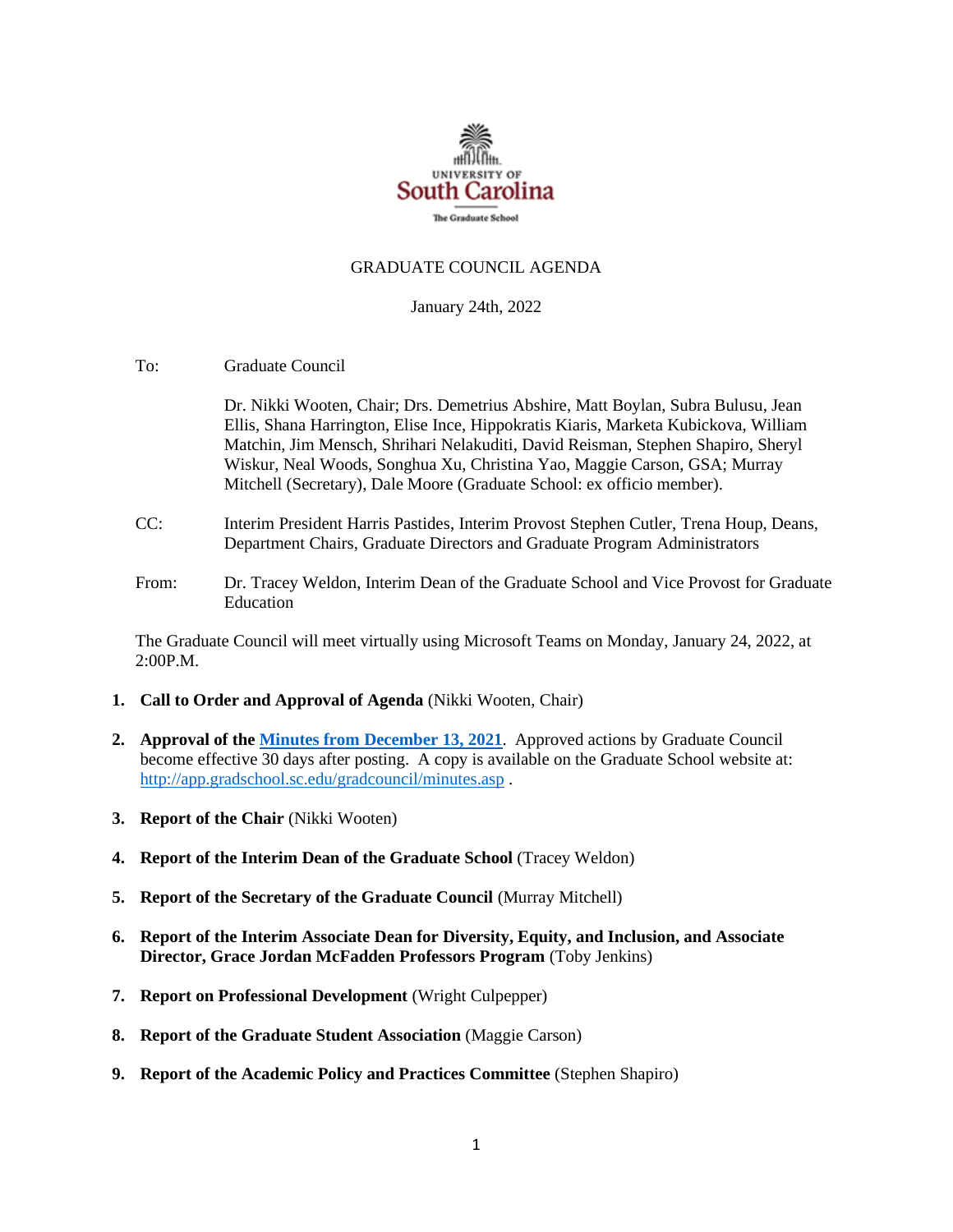UNIVERSITY OF
South Carolina
The Graduate School

# GRADUATE COUNCIL AGENDA

January 24th, 2022

To: Graduate Council

Dr. Nikki Wooten, Chair; Drs. Demetrius Abshire, Matt Boylan, Subra Bulusu, Jean Ellis, Shana Harrington, Elise Ince, Hippokratis Kiaris, Marketa Kubickova, William Matchin, Jim Mensch, Shrihari Nelakuditi, David Reisman, Stephen Shapiro, Sheryl Wiskur, Neal Woods, Songhua Xu, Christina Yao, Maggie Carson, GSA; Murray Mitchell (Secretary), Dale Moore (Graduate School: ex officio member).

CC: Interim President Harris Pastides, Interim Provost Stephen Cutler, Trena Houp, Deans, Department Chairs, Graduate Directors and Graduate Program Administrators

From: Dr. Tracey Weldon, Interim Dean of the Graduate School and Vice Provost for Graduate Education

The Graduate Council will meet virtually using Microsoft Teams on Monday, January 24, 2022, at 2:00P.M.

1. **Call to Order and Approval of Agenda** (Nikki Wooten, Chair)

2. **Approval of the [Minutes from December 13, 2021](http://app.gradschool.sc.edu/gradcouncil/minutes.asp)**. Approved actions by Graduate Council become effective 30 days after posting. A copy is available on the Graduate School website at: http://app.gradschool.sc.edu/gradcouncil/minutes.asp .

3. **Report of the Chair** (Nikki Wooten)

4. **Report of the Interim Dean of the Graduate School** (Tracey Weldon)

5. **Report of the Secretary of the Graduate Council** (Murray Mitchell)

6. **Report of the Interim Associate Dean for Diversity, Equity, and Inclusion, and Associate Director, Grace Jordan McFadden Professors Program** (Toby Jenkins)

7. **Report on Professional Development** (Wright Culpepper)

8. **Report of the Graduate Student Association** (Maggie Carson)

9. **Report of the Academic Policy and Practices Committee** (Stephen Shapiro)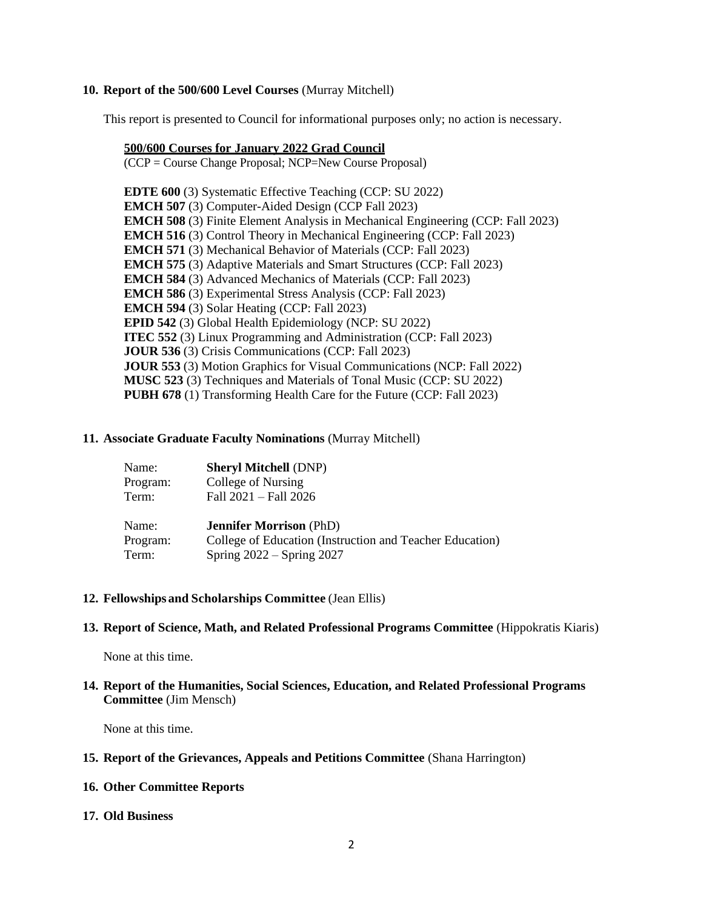**10. Report of the 500/600 Level Courses** (Murray Mitchell)

This report is presented to Council for informational purposes only; no action is necessary.

**500/600 Courses for January 2022 Grad Council**
(CCP = Course Change Proposal; NCP=New Course Proposal)

**EDTE 600** (3) Systematic Effective Teaching (CCP: SU 2022)
**EMCH 507** (3) Computer-Aided Design (CCP Fall 2023)
**EMCH 508** (3) Finite Element Analysis in Mechanical Engineering (CCP: Fall 2023)
**EMCH 516** (3) Control Theory in Mechanical Engineering (CCP: Fall 2023)
**EMCH 571** (3) Mechanical Behavior of Materials (CCP: Fall 2023)
**EMCH 575** (3) Adaptive Materials and Smart Structures (CCP: Fall 2023)
**EMCH 584** (3) Advanced Mechanics of Materials (CCP: Fall 2023)
**EMCH 586** (3) Experimental Stress Analysis (CCP: Fall 2023)
**EMCH 594** (3) Solar Heating (CCP: Fall 2023)
**EPID 542** (3) Global Health Epidemiology (NCP: SU 2022)
**ITEC 552** (3) Linux Programming and Administration (CCP: Fall 2023)
**JOUR 536** (3) Crisis Communications (CCP: Fall 2023)
**JOUR 553** (3) Motion Graphics for Visual Communications (NCP: Fall 2022)
**MUSC 523** (3) Techniques and Materials of Tonal Music (CCP: SU 2022)
**PUBH 678** (1) Transforming Health Care for the Future (CCP: Fall 2023)

**11. Associate Graduate Faculty Nominations** (Murray Mitchell)

Name: **Sheryl Mitchell** (DNP)
Program: College of Nursing
Term: Fall 2021 – Fall 2026

Name: **Jennifer Morrison** (PhD)
Program: College of Education (Instruction and Teacher Education)
Term: Spring 2022 – Spring 2027

**12. Fellowships and Scholarships Committee** (Jean Ellis)

**13. Report of Science, Math, and Related Professional Programs Committee** (Hippokratis Kiaris)

None at this time.

**14. Report of the Humanities, Social Sciences, Education, and Related Professional Programs Committee** (Jim Mensch)

None at this time.

**15. Report of the Grievances, Appeals and Petitions Committee** (Shana Harrington)

**16. Other Committee Reports**

**17. Old Business**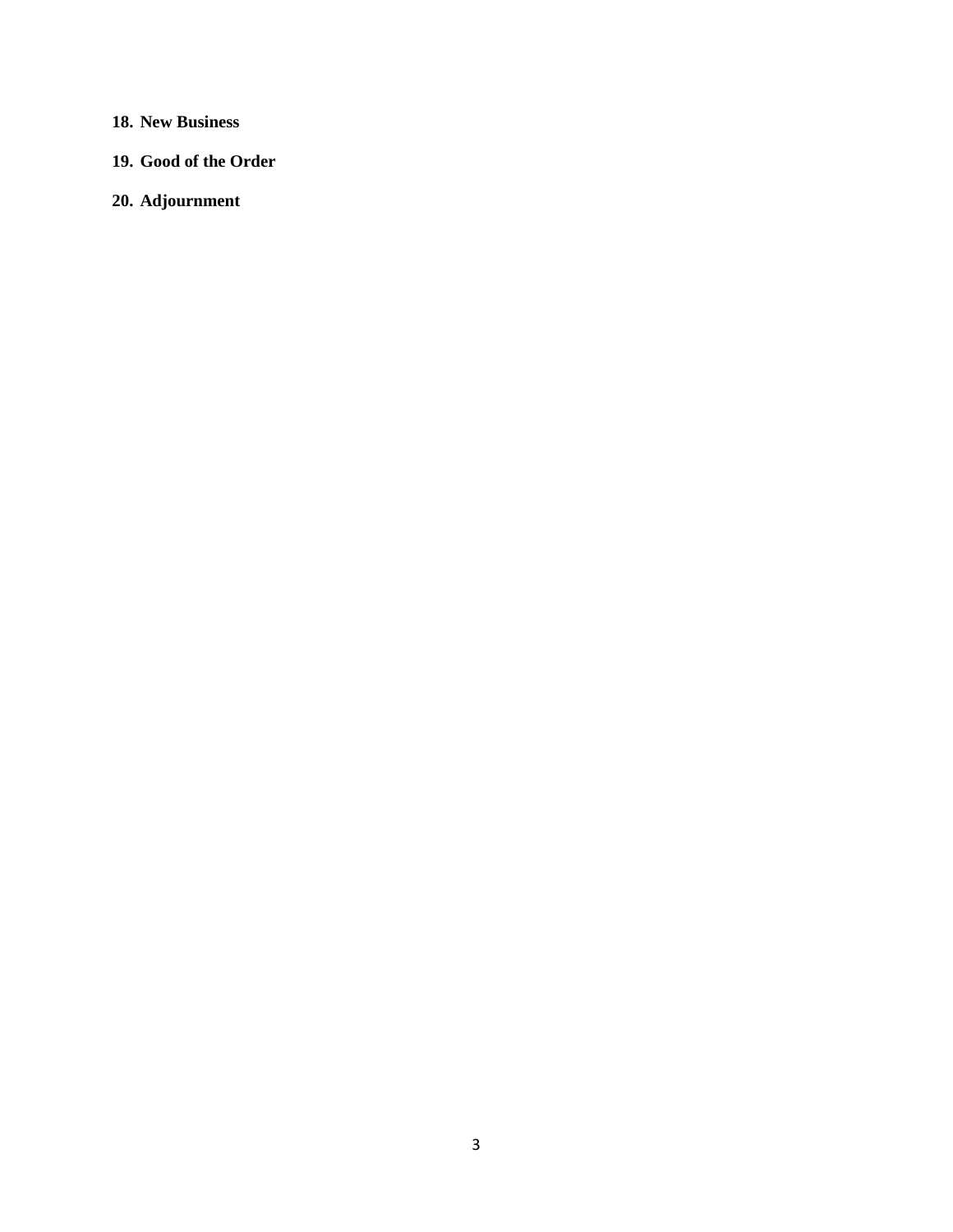18. **New Business**

19. **Good of the Order**

20. **Adjournment**